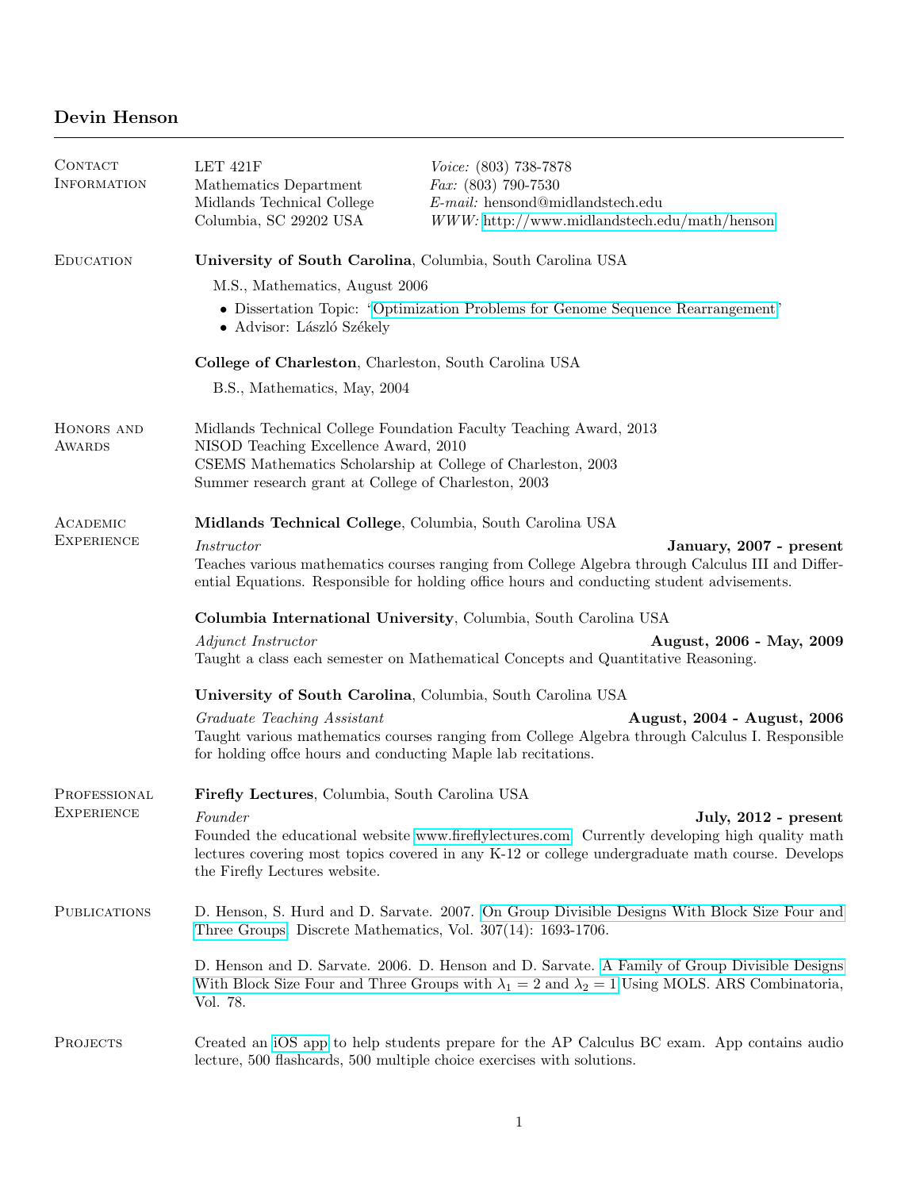# Devin Henson

## Contact Information

LET 421F
Mathematics Department
Midlands Technical College
Columbia, SC 29202 USA

*Voice:* (803) 738-7878
*Fax:* (803) 790-7530
*E-mail:* hensond@midlandstech.edu
*WWW:* http://www.midlandstech.edu/math/henson

## Education

**University of South Carolina**, Columbia, South Carolina USA

M.S., Mathematics, August 2006

- Dissertation Topic: 'Optimization Problems for Genome Sequence Rearrangement'
- Advisor: László Székely

**College of Charleston**, Charleston, South Carolina USA

B.S., Mathematics, May, 2004

## Honors and Awards

Midlands Technical College Foundation Faculty Teaching Award, 2013
NISOD Teaching Excellence Award, 2010
CSEMS Mathematics Scholarship at College of Charleston, 2003
Summer research grant at College of Charleston, 2003

## Academic Experience

**Midlands Technical College**, Columbia, South Carolina USA

*Instructor* **January, 2007 - present**
Teaches various mathematics courses ranging from College Algebra through Calculus III and Differential Equations. Responsible for holding office hours and conducting student advisements.

**Columbia International University**, Columbia, South Carolina USA

*Adjunct Instructor* **August, 2006 - May, 2009**
Taught a class each semester on Mathematical Concepts and Quantitative Reasoning.

**University of South Carolina**, Columbia, South Carolina USA

*Graduate Teaching Assistant* **August, 2004 - August, 2006**
Taught various mathematics courses ranging from College Algebra through Calculus I. Responsible for holding offce hours and conducting Maple lab recitations.

## Professional Experience

**Firefly Lectures**, Columbia, South Carolina USA

*Founder* **July, 2012 - present**
Founded the educational website www.fireflylectures.com. Currently developing high quality math lectures covering most topics covered in any K-12 or college undergraduate math course. Develops the Firefly Lectures website.

## Publications

D. Henson, S. Hurd and D. Sarvate. 2007. On Group Divisible Designs With Block Size Four and Three Groups. Discrete Mathematics, Vol. 307(14): 1693-1706.

D. Henson and D. Sarvate. 2006. D. Henson and D. Sarvate. A Family of Group Divisible Designs With Block Size Four and Three Groups with $\lambda_1 = 2$ and $\lambda_2 = 1$ Using MOLS. ARS Combinatoria, Vol. 78.

## Projects

Created an iOS app to help students prepare for the AP Calculus BC exam. App contains audio lecture, 500 flashcards, 500 multiple choice exercises with solutions.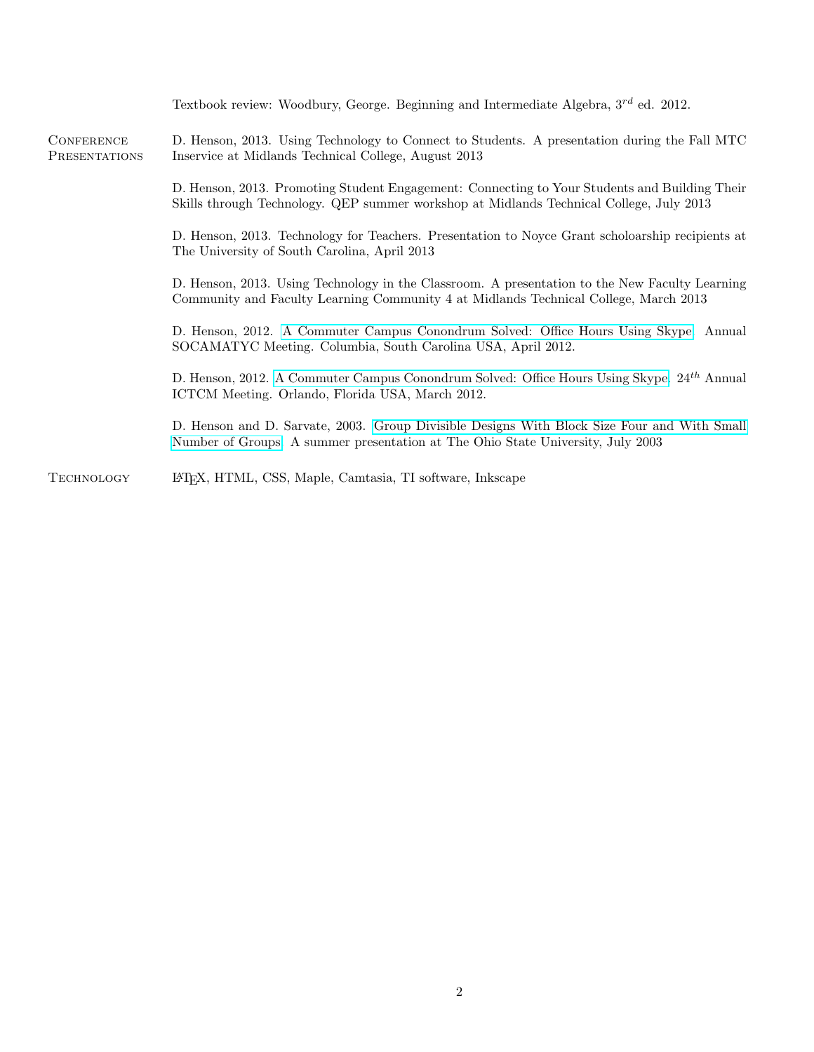Textbook review: Woodbury, George. Beginning and Intermediate Algebra, $3^{rd}$ ed. 2012.

## Conference Presentations

D. Henson, 2013. Using Technology to Connect to Students. A presentation during the Fall MTC Inservice at Midlands Technical College, August 2013

D. Henson, 2013. Promoting Student Engagement: Connecting to Your Students and Building Their Skills through Technology. QEP summer workshop at Midlands Technical College, July 2013

D. Henson, 2013. Technology for Teachers. Presentation to Noyce Grant scholoarship recipients at The University of South Carolina, April 2013

D. Henson, 2013. Using Technology in the Classroom. A presentation to the New Faculty Learning Community and Faculty Learning Community 4 at Midlands Technical College, March 2013

D. Henson, 2012. A Commuter Campus Conondrum Solved: Office Hours Using Skype. Annual SOCAMATYC Meeting. Columbia, South Carolina USA, April 2012.

D. Henson, 2012. A Commuter Campus Conondrum Solved: Office Hours Using Skype. $24^{th}$ Annual ICTCM Meeting. Orlando, Florida USA, March 2012.

D. Henson and D. Sarvate, 2003. Group Divisible Designs With Block Size Four and With Small Number of Groups. A summer presentation at The Ohio State University, July 2003

## Technology

LaTeX, HTML, CSS, Maple, Camtasia, TI software, Inkscape